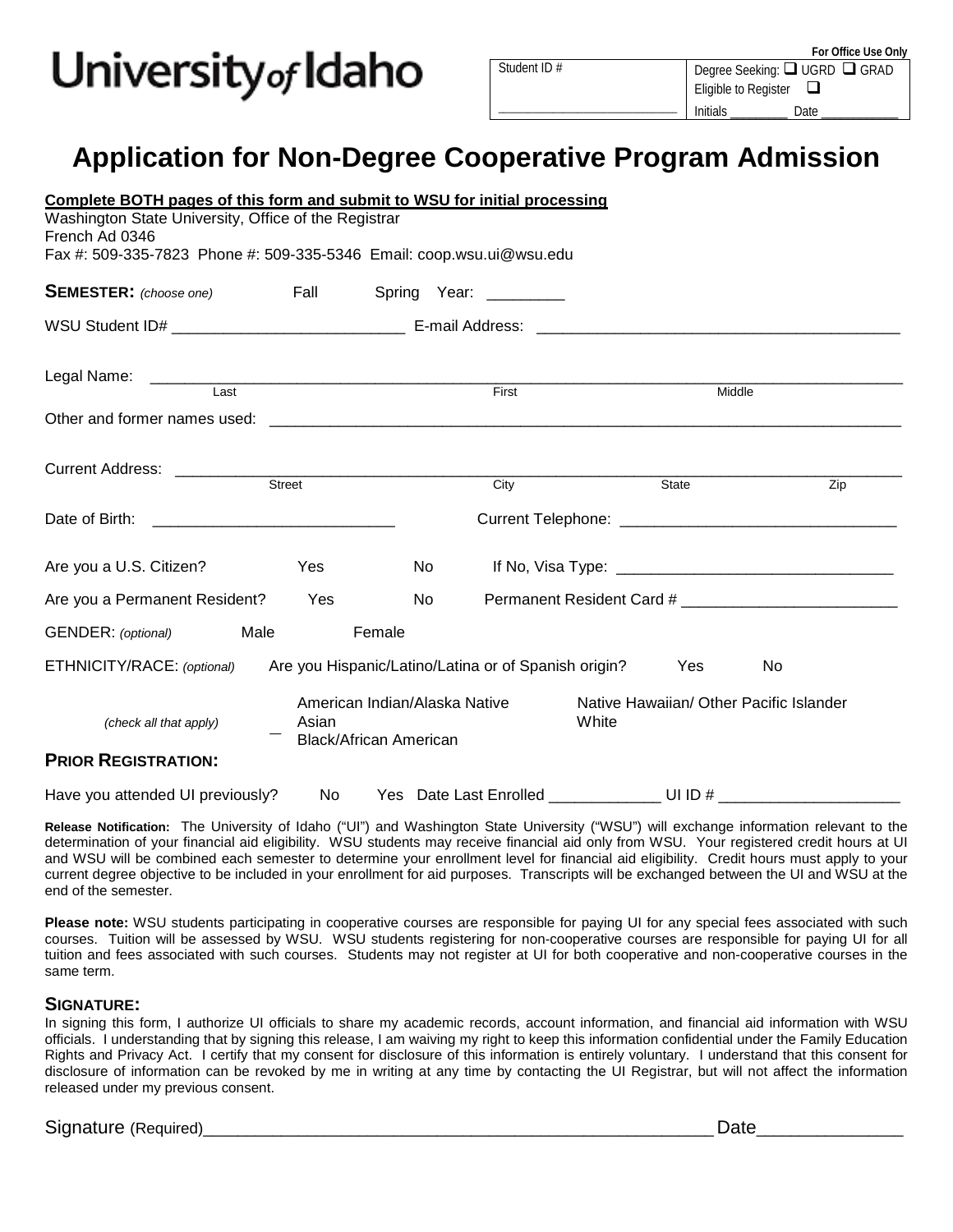University of Idaho

| | For Office Use Only |
|---|---|
| Student ID # | Degree Seeking: ☐ UGRD ☐ GRAD |
| | Eligible to Register ☐ |
| ___________________________ | Initials _________ Date ____________ |

# Application for Non-Degree Cooperative Program Admission

**Complete BOTH pages of this form and submit to WSU for initial processing**
Washington State University, Office of the Registrar
French Ad 0346
Fax #: 509-335-7823 Phone #: 509-335-5346 Email: coop.wsu.ui@wsu.edu

**SEMESTER:** *(choose one)* Fall Spring Year: _________

WSU Student ID# __________________________ E-mail Address: _________________________________________

Legal Name: ________________________________________________________________________________
Last First Middle

Other and former names used: ___________________________________________________________________

Current Address: ____________________________________________________________________________
Street City State Zip

Date of Birth: ___________________________ Current Telephone: _______________________________

Are you a U.S. Citizen? Yes No If No, Visa Type: _______________________________

Are you a Permanent Resident? Yes No Permanent Resident Card # ________________________

GENDER: *(optional)* Male Female

ETHNICITY/RACE: *(optional)* Are you Hispanic/Latino/Latina or of Spanish origin? Yes No

*(check all that apply)* American Indian/Alaska Native Asian Black/African American Native Hawaiian/ Other Pacific Islander White

**PRIOR REGISTRATION:**

Have you attended UI previously? No Yes Date Last Enrolled _____________ UI ID # ____________________

**Release Notification:** The University of Idaho ("UI") and Washington State University ("WSU") will exchange information relevant to the determination of your financial aid eligibility. WSU students may receive financial aid only from WSU. Your registered credit hours at UI and WSU will be combined each semester to determine your enrollment level for financial aid eligibility. Credit hours must apply to your current degree objective to be included in your enrollment for aid purposes. Transcripts will be exchanged between the UI and WSU at the end of the semester.

**Please note:** WSU students participating in cooperative courses are responsible for paying UI for any special fees associated with such courses. Tuition will be assessed by WSU. WSU students registering for non-cooperative courses are responsible for paying UI for all tuition and fees associated with such courses. Students may not register at UI for both cooperative and non-cooperative courses in the same term.

**SIGNATURE:**
In signing this form, I authorize UI officials to share my academic records, account information, and financial aid information with WSU officials. I understanding that by signing this release, I am waiving my right to keep this information confidential under the Family Education Rights and Privacy Act. I certify that my consent for disclosure of this information is entirely voluntary. I understand that this consent for disclosure of information can be revoked by me in writing at any time by contacting the UI Registrar, but will not affect the information released under my previous consent.

Signature (Required)_______________________________________________________ Date_______________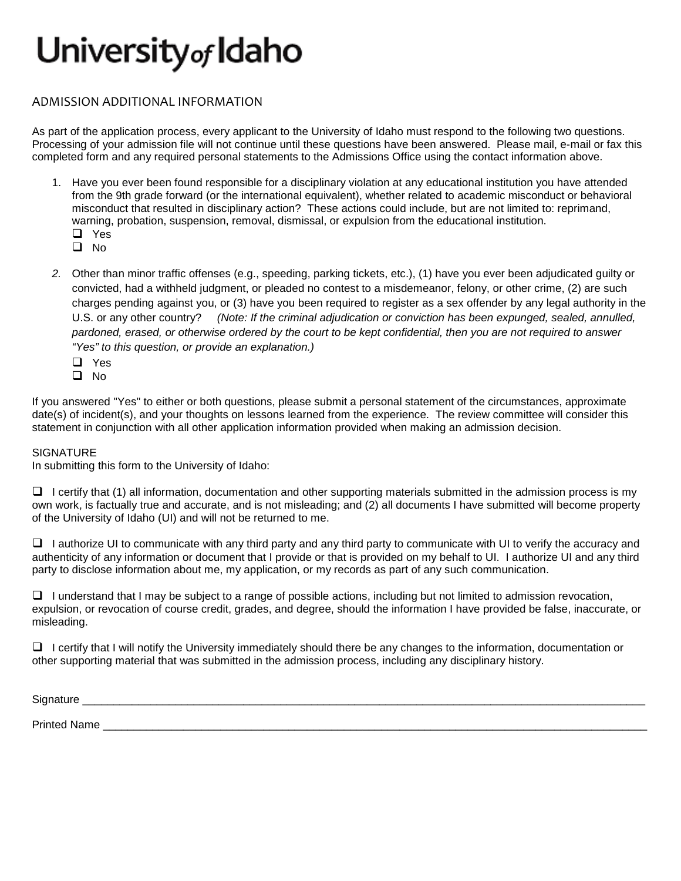# University of Idaho

## ADMISSION ADDITIONAL INFORMATION

As part of the application process, every applicant to the University of Idaho must respond to the following two questions. Processing of your admission file will not continue until these questions have been answered. Please mail, e-mail or fax this completed form and any required personal statements to the Admissions Office using the contact information above.

1. Have you ever been found responsible for a disciplinary violation at any educational institution you have attended from the 9th grade forward (or the international equivalent), whether related to academic misconduct or behavioral misconduct that resulted in disciplinary action? These actions could include, but are not limited to: reprimand, warning, probation, suspension, removal, dismissal, or expulsion from the educational institution.
   - ❑ Yes
   - ❑ No

2. Other than minor traffic offenses (e.g., speeding, parking tickets, etc.), (1) have you ever been adjudicated guilty or convicted, had a withheld judgment, or pleaded no contest to a misdemeanor, felony, or other crime, (2) are such charges pending against you, or (3) have you been required to register as a sex offender by any legal authority in the U.S. or any other country? *(Note: If the criminal adjudication or conviction has been expunged, sealed, annulled, pardoned, erased, or otherwise ordered by the court to be kept confidential, then you are not required to answer "Yes" to this question, or provide an explanation.)*
   - ❑ Yes
   - ❑ No

If you answered "Yes" to either or both questions, please submit a personal statement of the circumstances, approximate date(s) of incident(s), and your thoughts on lessons learned from the experience. The review committee will consider this statement in conjunction with all other application information provided when making an admission decision.

SIGNATURE
In submitting this form to the University of Idaho:

❑ I certify that (1) all information, documentation and other supporting materials submitted in the admission process is my own work, is factually true and accurate, and is not misleading; and (2) all documents I have submitted will become property of the University of Idaho (UI) and will not be returned to me.

❑ I authorize UI to communicate with any third party and any third party to communicate with UI to verify the accuracy and authenticity of any information or document that I provide or that is provided on my behalf to UI. I authorize UI and any third party to disclose information about me, my application, or my records as part of any such communication.

❑ I understand that I may be subject to a range of possible actions, including but not limited to admission revocation, expulsion, or revocation of course credit, grades, and degree, should the information I have provided be false, inaccurate, or misleading.

❑ I certify that I will notify the University immediately should there be any changes to the information, documentation or other supporting material that was submitted in the admission process, including any disciplinary history.

Signature ____________________________________________________________

Printed Name ____________________________________________________________